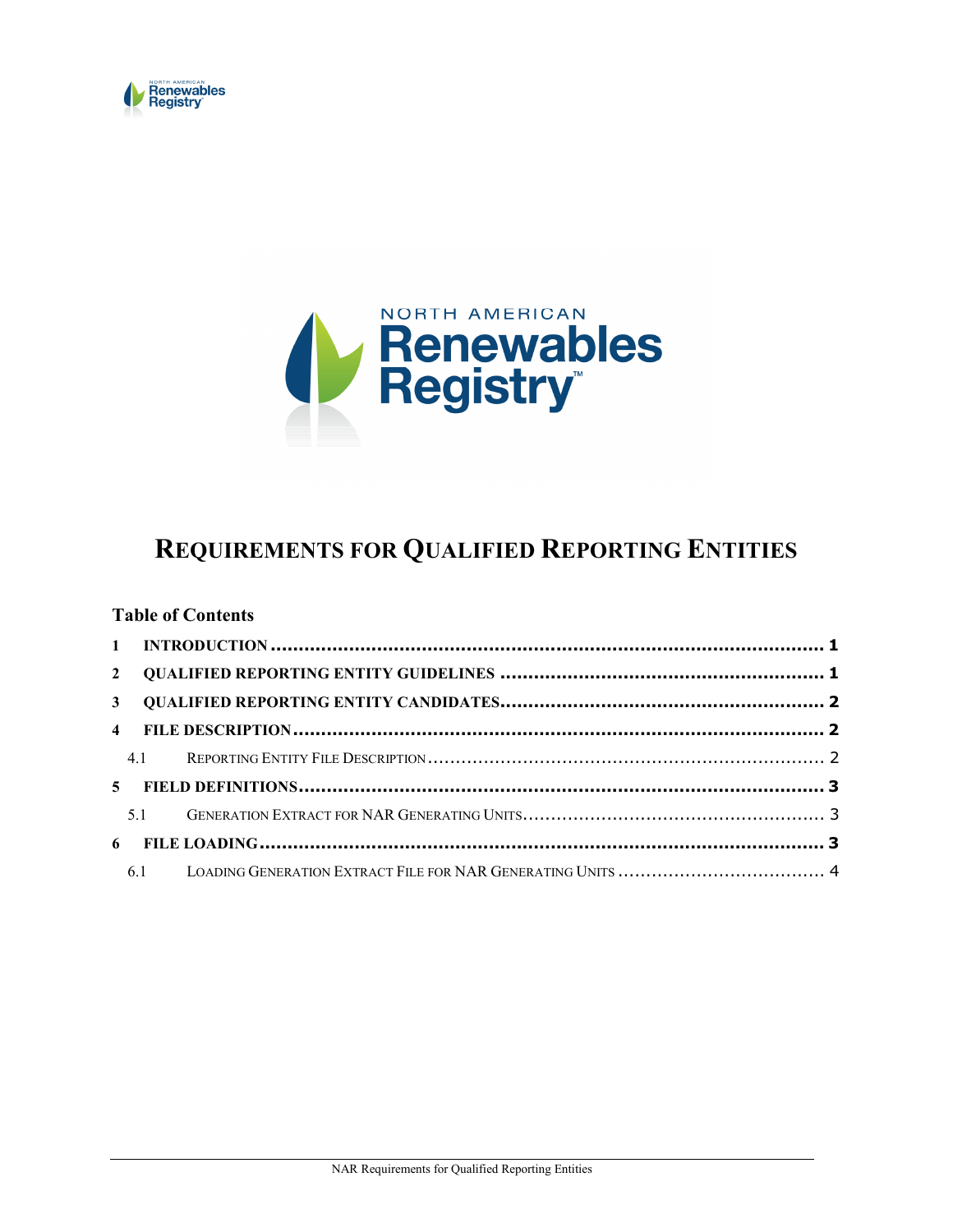# REQUIREMENTS FOR QUALIFIED REPORTING ENTITIES

**Table of Contents**

1 INTRODUCTION ..... 1

2 QUALIFIED REPORTING ENTITY GUIDELINES ..... 1

3 QUALIFIED REPORTING ENTITY CANDIDATES ..... 2

4 FILE DESCRIPTION ..... 2

4.1 REPORTING ENTITY FILE DESCRIPTION ..... 2

5 FIELD DEFINITIONS ..... 3

5.1 GENERATION EXTRACT FOR NAR GENERATING UNITS ..... 3

6 FILE LOADING ..... 3

6.1 LOADING GENERATION EXTRACT FILE FOR NAR GENERATING UNITS ..... 4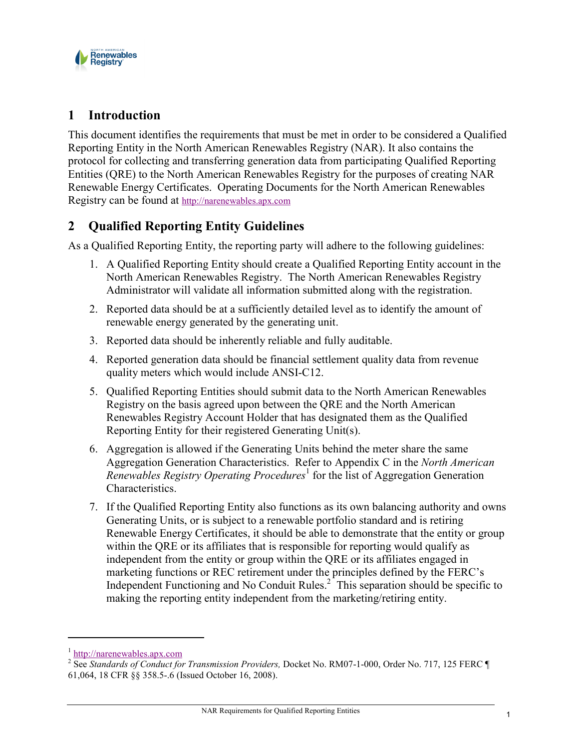# 1 Introduction

This document identifies the requirements that must be met in order to be considered a Qualified Reporting Entity in the North American Renewables Registry (NAR). It also contains the protocol for collecting and transferring generation data from participating Qualified Reporting Entities (QRE) to the North American Renewables Registry for the purposes of creating NAR Renewable Energy Certificates. Operating Documents for the North American Renewables Registry can be found at http://narenewables.apx.com

# 2 Qualified Reporting Entity Guidelines

As a Qualified Reporting Entity, the reporting party will adhere to the following guidelines:

1. A Qualified Reporting Entity should create a Qualified Reporting Entity account in the North American Renewables Registry. The North American Renewables Registry Administrator will validate all information submitted along with the registration.
2. Reported data should be at a sufficiently detailed level as to identify the amount of renewable energy generated by the generating unit.
3. Reported data should be inherently reliable and fully auditable.
4. Reported generation data should be financial settlement quality data from revenue quality meters which would include ANSI-C12.
5. Qualified Reporting Entities should submit data to the North American Renewables Registry on the basis agreed upon between the QRE and the North American Renewables Registry Account Holder that has designated them as the Qualified Reporting Entity for their registered Generating Unit(s).
6. Aggregation is allowed if the Generating Units behind the meter share the same Aggregation Generation Characteristics. Refer to Appendix C in the *North American Renewables Registry Operating Procedures*[1] for the list of Aggregation Generation Characteristics.
7. If the Qualified Reporting Entity also functions as its own balancing authority and owns Generating Units, or is subject to a renewable portfolio standard and is retiring Renewable Energy Certificates, it should be able to demonstrate that the entity or group within the QRE or its affiliates that is responsible for reporting would qualify as independent from the entity or group within the QRE or its affiliates engaged in marketing functions or REC retirement under the principles defined by the FERC's Independent Functioning and No Conduit Rules.[2] This separation should be specific to making the reporting entity independent from the marketing/retiring entity.

---

[1] http://narenewables.apx.com

[2] See *Standards of Conduct for Transmission Providers,* Docket No. RM07-1-000, Order No. 717, 125 FERC ¶ 61,064, 18 CFR §§ 358.5-.6 (Issued October 16, 2008).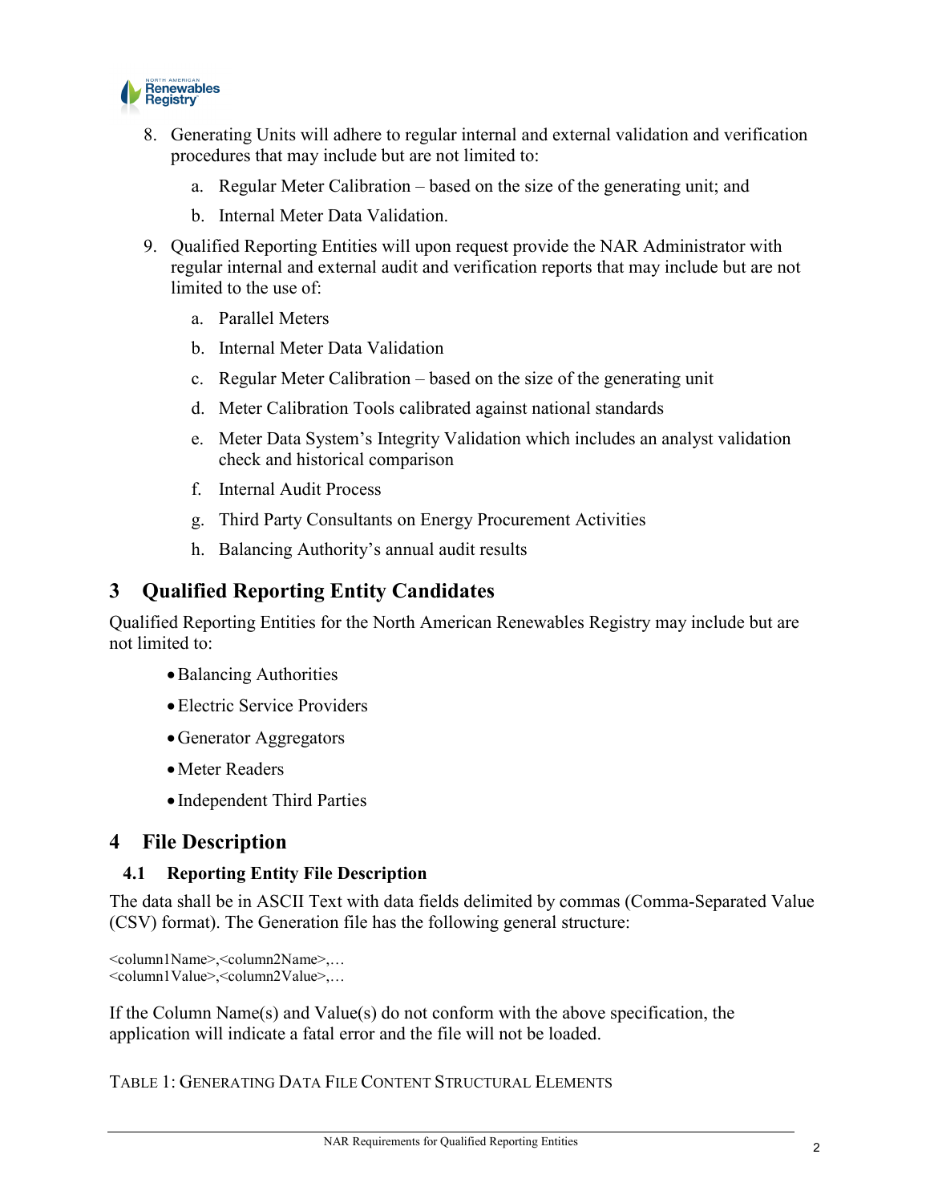8. Generating Units will adhere to regular internal and external validation and verification procedures that may include but are not limited to:
    a. Regular Meter Calibration – based on the size of the generating unit; and
    b. Internal Meter Data Validation.
9. Qualified Reporting Entities will upon request provide the NAR Administrator with regular internal and external audit and verification reports that may include but are not limited to the use of:
    a. Parallel Meters
    b. Internal Meter Data Validation
    c. Regular Meter Calibration – based on the size of the generating unit
    d. Meter Calibration Tools calibrated against national standards
    e. Meter Data System's Integrity Validation which includes an analyst validation check and historical comparison
    f. Internal Audit Process
    g. Third Party Consultants on Energy Procurement Activities
    h. Balancing Authority's annual audit results

# 3 Qualified Reporting Entity Candidates

Qualified Reporting Entities for the North American Renewables Registry may include but are not limited to:

- Balancing Authorities
- Electric Service Providers
- Generator Aggregators
- Meter Readers
- Independent Third Parties

# 4 File Description

## 4.1 Reporting Entity File Description

The data shall be in ASCII Text with data fields delimited by commas (Comma-Separated Value (CSV) format). The Generation file has the following general structure:

```
<column1Name>,<column2Name>,…
<column1Value>,<column2Value>,…
```

If the Column Name(s) and Value(s) do not conform with the above specification, the application will indicate a fatal error and the file will not be loaded.

TABLE 1: GENERATING DATA FILE CONTENT STRUCTURAL ELEMENTS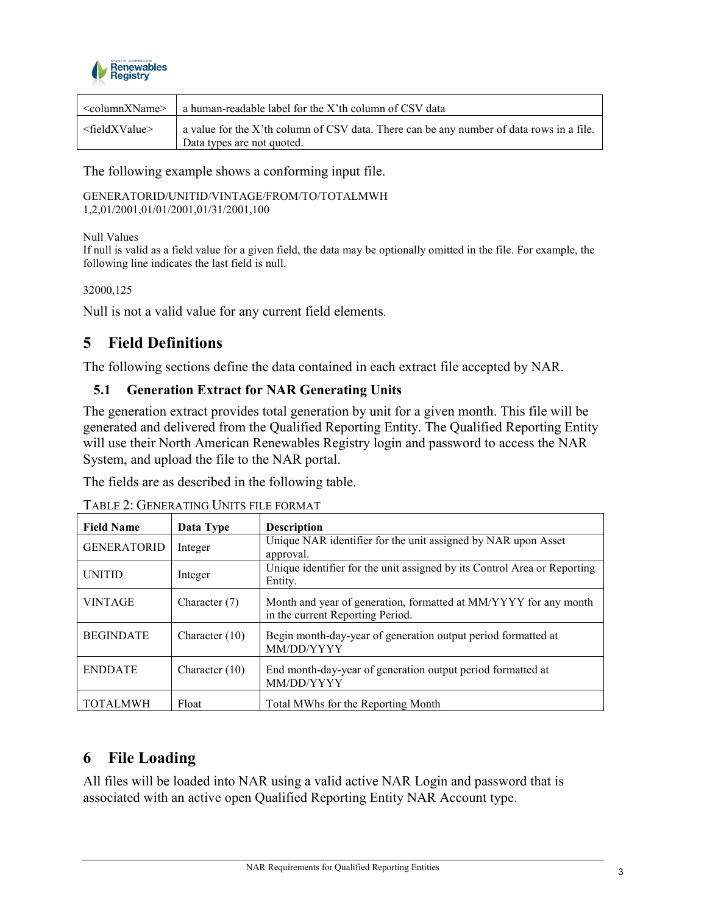| | |
|---|---|
| <columnXName> | a human-readable label for the X'th column of CSV data |
| <fieldXValue> | a value for the X'th column of CSV data. There can be any number of data rows in a file. Data types are not quoted. |

The following example shows a conforming input file.

GENERATORID/UNITID/VINTAGE/FROM/TO/TOTALMWH
1,2,01/2001,01/01/2001,01/31/2001,100

Null Values
If null is valid as a field value for a given field, the data may be optionally omitted in the file. For example, the following line indicates the last field is null.

32000,125

Null is not a valid value for any current field elements.

# 5 Field Definitions

The following sections define the data contained in each extract file accepted by NAR.

## 5.1 Generation Extract for NAR Generating Units

The generation extract provides total generation by unit for a given month. This file will be generated and delivered from the Qualified Reporting Entity. The Qualified Reporting Entity will use their North American Renewables Registry login and password to access the NAR System, and upload the file to the NAR portal.

The fields are as described in the following table.

TABLE 2: GENERATING UNITS FILE FORMAT

| Field Name | Data Type | Description |
|---|---|---|
| GENERATORID | Integer | Unique NAR identifier for the unit assigned by NAR upon Asset approval. |
| UNITID | Integer | Unique identifier for the unit assigned by its Control Area or Reporting Entity. |
| VINTAGE | Character (7) | Month and year of generation, formatted at MM/YYYY for any month in the current Reporting Period. |
| BEGINDATE | Character (10) | Begin month-day-year of generation output period formatted at MM/DD/YYYY |
| ENDDATE | Character (10) | End month-day-year of generation output period formatted at MM/DD/YYYY |
| TOTALMWH | Float | Total MWhs for the Reporting Month |

# 6 File Loading

All files will be loaded into NAR using a valid active NAR Login and password that is associated with an active open Qualified Reporting Entity NAR Account type.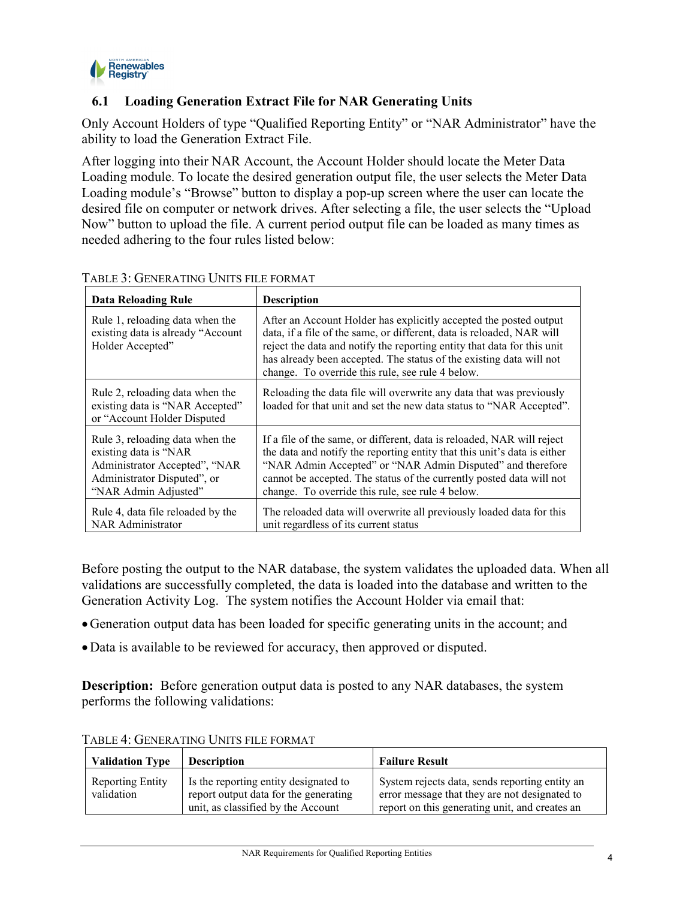## 6.1 Loading Generation Extract File for NAR Generating Units

Only Account Holders of type "Qualified Reporting Entity" or "NAR Administrator" have the ability to load the Generation Extract File.

After logging into their NAR Account, the Account Holder should locate the Meter Data Loading module. To locate the desired generation output file, the user selects the Meter Data Loading module's "Browse" button to display a pop-up screen where the user can locate the desired file on computer or network drives. After selecting a file, the user selects the "Upload Now" button to upload the file. A current period output file can be loaded as many times as needed adhering to the four rules listed below:

TABLE 3: GENERATING UNITS FILE FORMAT

| Data Reloading Rule | Description |
|---|---|
| Rule 1, reloading data when the existing data is already "Account Holder Accepted" | After an Account Holder has explicitly accepted the posted output data, if a file of the same, or different, data is reloaded, NAR will reject the data and notify the reporting entity that data for this unit has already been accepted. The status of the existing data will not change. To override this rule, see rule 4 below. |
| Rule 2, reloading data when the existing data is "NAR Accepted" or "Account Holder Disputed | Reloading the data file will overwrite any data that was previously loaded for that unit and set the new data status to "NAR Accepted". |
| Rule 3, reloading data when the existing data is "NAR Administrator Accepted", "NAR Administrator Disputed", or "NAR Admin Adjusted" | If a file of the same, or different, data is reloaded, NAR will reject the data and notify the reporting entity that this unit's data is either "NAR Admin Accepted" or "NAR Admin Disputed" and therefore cannot be accepted. The status of the currently posted data will not change. To override this rule, see rule 4 below. |
| Rule 4, data file reloaded by the NAR Administrator | The reloaded data will overwrite all previously loaded data for this unit regardless of its current status |

Before posting the output to the NAR database, the system validates the uploaded data. When all validations are successfully completed, the data is loaded into the database and written to the Generation Activity Log. The system notifies the Account Holder via email that:

- Generation output data has been loaded for specific generating units in the account; and
- Data is available to be reviewed for accuracy, then approved or disputed.

**Description:** Before generation output data is posted to any NAR databases, the system performs the following validations:

TABLE 4: GENERATING UNITS FILE FORMAT

| Validation Type | Description | Failure Result |
|---|---|---|
| Reporting Entity validation | Is the reporting entity designated to report output data for the generating unit, as classified by the Account | System rejects data, sends reporting entity an error message that they are not designated to report on this generating unit, and creates an |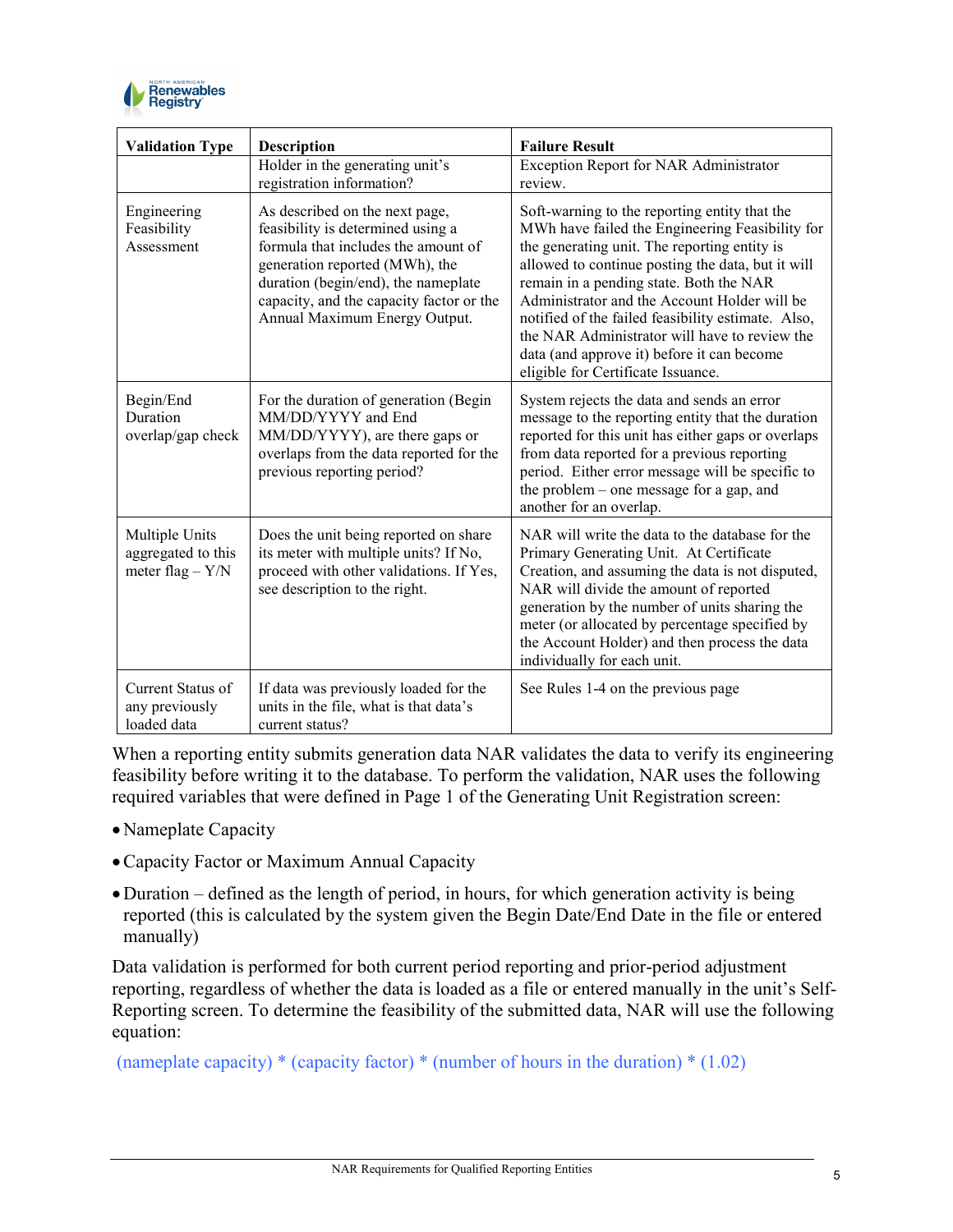| Validation Type | Description | Failure Result |
|---|---|---|
| | Holder in the generating unit's registration information? | Exception Report for NAR Administrator review. |
| Engineering Feasibility Assessment | As described on the next page, feasibility is determined using a formula that includes the amount of generation reported (MWh), the duration (begin/end), the nameplate capacity, and the capacity factor or the Annual Maximum Energy Output. | Soft-warning to the reporting entity that the MWh have failed the Engineering Feasibility for the generating unit. The reporting entity is allowed to continue posting the data, but it will remain in a pending state. Both the NAR Administrator and the Account Holder will be notified of the failed feasibility estimate. Also, the NAR Administrator will have to review the data (and approve it) before it can become eligible for Certificate Issuance. |
| Begin/End Duration overlap/gap check | For the duration of generation (Begin MM/DD/YYYY and End MM/DD/YYYY), are there gaps or overlaps from the data reported for the previous reporting period? | System rejects the data and sends an error message to the reporting entity that the duration reported for this unit has either gaps or overlaps from data reported for a previous reporting period. Either error message will be specific to the problem – one message for a gap, and another for an overlap. |
| Multiple Units aggregated to this meter flag – Y/N | Does the unit being reported on share its meter with multiple units? If No, proceed with other validations. If Yes, see description to the right. | NAR will write the data to the database for the Primary Generating Unit. At Certificate Creation, and assuming the data is not disputed, NAR will divide the amount of reported generation by the number of units sharing the meter (or allocated by percentage specified by the Account Holder) and then process the data individually for each unit. |
| Current Status of any previously loaded data | If data was previously loaded for the units in the file, what is that data's current status? | See Rules 1-4 on the previous page |

When a reporting entity submits generation data NAR validates the data to verify its engineering feasibility before writing it to the database. To perform the validation, NAR uses the following required variables that were defined in Page 1 of the Generating Unit Registration screen:

- Nameplate Capacity
- Capacity Factor or Maximum Annual Capacity
- Duration – defined as the length of period, in hours, for which generation activity is being reported (this is calculated by the system given the Begin Date/End Date in the file or entered manually)

Data validation is performed for both current period reporting and prior-period adjustment reporting, regardless of whether the data is loaded as a file or entered manually in the unit's Self-Reporting screen. To determine the feasibility of the submitted data, NAR will use the following equation:

(nameplate capacity) * (capacity factor) * (number of hours in the duration) * (1.02)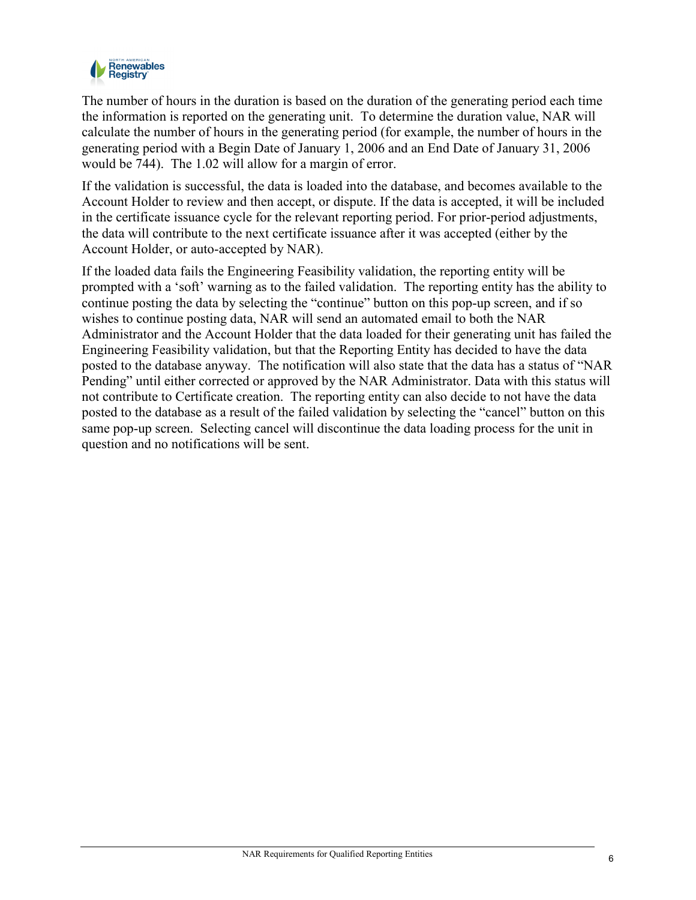The number of hours in the duration is based on the duration of the generating period each time the information is reported on the generating unit. To determine the duration value, NAR will calculate the number of hours in the generating period (for example, the number of hours in the generating period with a Begin Date of January 1, 2006 and an End Date of January 31, 2006 would be 744). The 1.02 will allow for a margin of error.

If the validation is successful, the data is loaded into the database, and becomes available to the Account Holder to review and then accept, or dispute. If the data is accepted, it will be included in the certificate issuance cycle for the relevant reporting period. For prior-period adjustments, the data will contribute to the next certificate issuance after it was accepted (either by the Account Holder, or auto-accepted by NAR).

If the loaded data fails the Engineering Feasibility validation, the reporting entity will be prompted with a 'soft' warning as to the failed validation. The reporting entity has the ability to continue posting the data by selecting the "continue" button on this pop-up screen, and if so wishes to continue posting data, NAR will send an automated email to both the NAR Administrator and the Account Holder that the data loaded for their generating unit has failed the Engineering Feasibility validation, but that the Reporting Entity has decided to have the data posted to the database anyway. The notification will also state that the data has a status of "NAR Pending" until either corrected or approved by the NAR Administrator. Data with this status will not contribute to Certificate creation. The reporting entity can also decide to not have the data posted to the database as a result of the failed validation by selecting the "cancel" button on this same pop-up screen. Selecting cancel will discontinue the data loading process for the unit in question and no notifications will be sent.